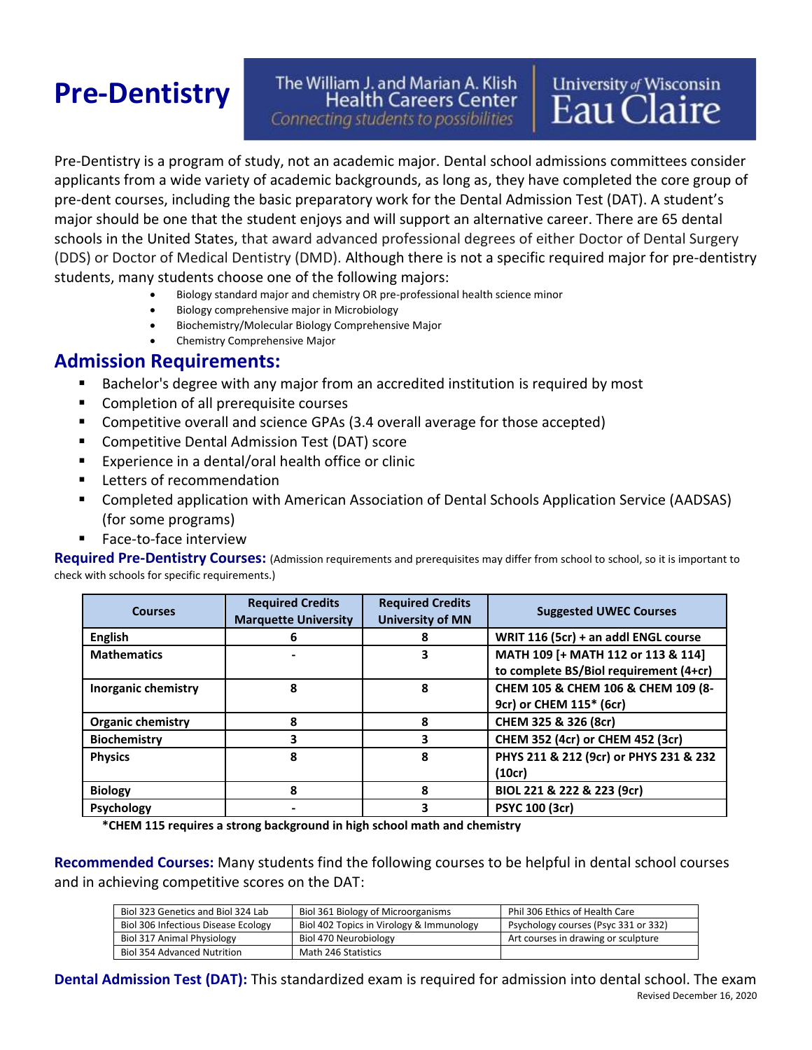# Pre-Dentistry

The William J. and Marian A. Klish Health Careers Center
*Connecting students to possibilities*

University *of* Wisconsin Eau Claire

Pre-Dentistry is a program of study, not an academic major. Dental school admissions committees consider applicants from a wide variety of academic backgrounds, as long as, they have completed the core group of pre-dent courses, including the basic preparatory work for the Dental Admission Test (DAT). A student's major should be one that the student enjoys and will support an alternative career. There are 65 dental schools in the United States, that award advanced professional degrees of either Doctor of Dental Surgery (DDS) or Doctor of Medical Dentistry (DMD). Although there is not a specific required major for pre-dentistry students, many students choose one of the following majors:

- Biology standard major and chemistry OR pre-professional health science minor
- Biology comprehensive major in Microbiology
- Biochemistry/Molecular Biology Comprehensive Major
- Chemistry Comprehensive Major

## Admission Requirements:

- Bachelor's degree with any major from an accredited institution is required by most
- Completion of all prerequisite courses
- Competitive overall and science GPAs (3.4 overall average for those accepted)
- Competitive Dental Admission Test (DAT) score
- Experience in a dental/oral health office or clinic
- Letters of recommendation
- Completed application with American Association of Dental Schools Application Service (AADSAS) (for some programs)
- Face-to-face interview

**Required Pre-Dentistry Courses:** (Admission requirements and prerequisites may differ from school to school, so it is important to check with schools for specific requirements.)

| Courses | Required Credits Marquette University | Required Credits University of MN | Suggested UWEC Courses |
|---|---|---|---|
| **English** | 6 | 8 | **WRIT 116 (5cr) + an addl ENGL course** |
| **Mathematics** | - | 3 | **MATH 109 [+ MATH 112 or 113 & 114] to complete BS/Biol requirement (4+cr)** |
| **Inorganic chemistry** | 8 | 8 | **CHEM 105 & CHEM 106 & CHEM 109 (8-9cr) or CHEM 115* (6cr)** |
| **Organic chemistry** | 8 | 8 | **CHEM 325 & 326 (8cr)** |
| **Biochemistry** | 3 | 3 | **CHEM 352 (4cr) or CHEM 452 (3cr)** |
| **Physics** | 8 | 8 | **PHYS 211 & 212 (9cr) or PHYS 231 & 232 (10cr)** |
| **Biology** | 8 | 8 | **BIOL 221 & 222 & 223 (9cr)** |
| **Psychology** | - | 3 | **PSYC 100 (3cr)** |

***CHEM 115 requires a strong background in high school math and chemistry**

**Recommended Courses:** Many students find the following courses to be helpful in dental school courses and in achieving competitive scores on the DAT:

| | | |
|---|---|---|
| Biol 323 Genetics and Biol 324 Lab | Biol 361 Biology of Microorganisms | Phil 306 Ethics of Health Care |
| Biol 306 Infectious Disease Ecology | Biol 402 Topics in Virology & Immunology | Psychology courses (Psyc 331 or 332) |
| Biol 317 Animal Physiology | Biol 470 Neurobiology | Art courses in drawing or sculpture |
| Biol 354 Advanced Nutrition | Math 246 Statistics | |

**Dental Admission Test (DAT):** This standardized exam is required for admission into dental school. The exam

Revised December 16, 2020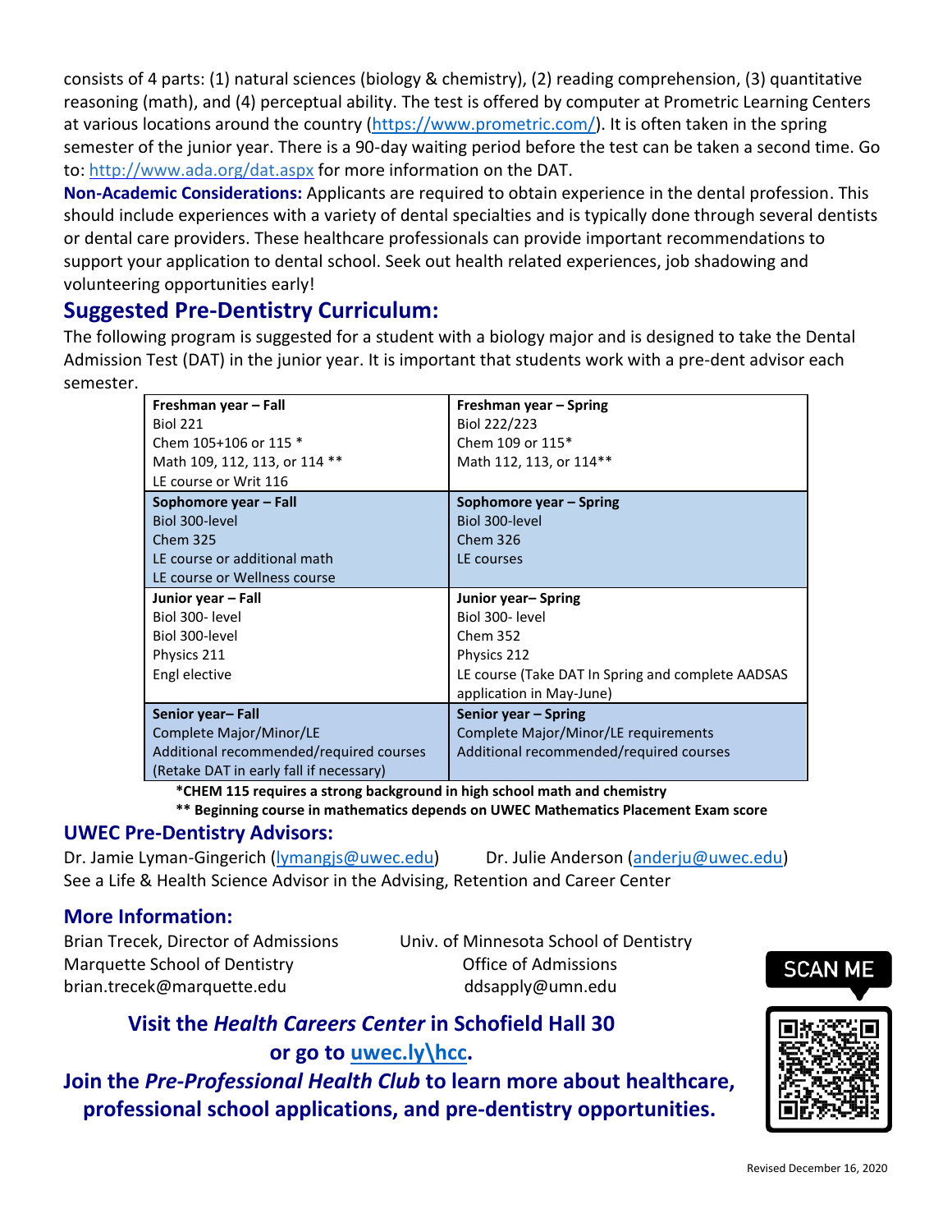consists of 4 parts: (1) natural sciences (biology & chemistry), (2) reading comprehension, (3) quantitative reasoning (math), and (4) perceptual ability. The test is offered by computer at Prometric Learning Centers at various locations around the country (https://www.prometric.com/). It is often taken in the spring semester of the junior year. There is a 90-day waiting period before the test can be taken a second time. Go to: http://www.ada.org/dat.aspx for more information on the DAT.

**Non-Academic Considerations:** Applicants are required to obtain experience in the dental profession. This should include experiences with a variety of dental specialties and is typically done through several dentists or dental care providers. These healthcare professionals can provide important recommendations to support your application to dental school. Seek out health related experiences, job shadowing and volunteering opportunities early!

## Suggested Pre-Dentistry Curriculum:

The following program is suggested for a student with a biology major and is designed to take the Dental Admission Test (DAT) in the junior year. It is important that students work with a pre-dent advisor each semester.

| | |
|---|---|
| **Freshman year – Fall**<br>Biol 221<br>Chem 105+106 or 115 *<br>Math 109, 112, 113, or 114 **<br>LE course or Writ 116 | **Freshman year – Spring**<br>Biol 222/223<br>Chem 109 or 115*<br>Math 112, 113, or 114** |
| **Sophomore year – Fall**<br>Biol 300-level<br>Chem 325<br>LE course or additional math<br>LE course or Wellness course | **Sophomore year – Spring**<br>Biol 300-level<br>Chem 326<br>LE courses |
| **Junior year – Fall**<br>Biol 300- level<br>Biol 300-level<br>Physics 211<br>Engl elective | **Junior year– Spring**<br>Biol 300- level<br>Chem 352<br>Physics 212<br>LE course (Take DAT In Spring and complete AADSAS application in May-June) |
| **Senior year– Fall**<br>Complete Major/Minor/LE<br>Additional recommended/required courses<br>(Retake DAT in early fall if necessary) | **Senior year – Spring**<br>Complete Major/Minor/LE requirements<br>Additional recommended/required courses |

**\*CHEM 115 requires a strong background in high school math and chemistry**

**\*\* Beginning course in mathematics depends on UWEC Mathematics Placement Exam score**

### UWEC Pre-Dentistry Advisors:

Dr. Jamie Lyman-Gingerich (lymangjs@uwec.edu)

Dr. Julie Anderson (anderju@uwec.edu)

See a Life & Health Science Advisor in the Advising, Retention and Career Center

### More Information:

Brian Trecek, Director of Admissions
Marquette School of Dentistry
brian.trecek@marquette.edu

Univ. of Minnesota School of Dentistry
Office of Admissions
ddsapply@umn.edu

**Visit the *Health Careers Center* in Schofield Hall 30 or go to uwec.ly\hcc.**

**Join the *Pre-Professional Health Club* to learn more about healthcare, professional school applications, and pre-dentistry opportunities.**

SCAN ME

Revised December 16, 2020